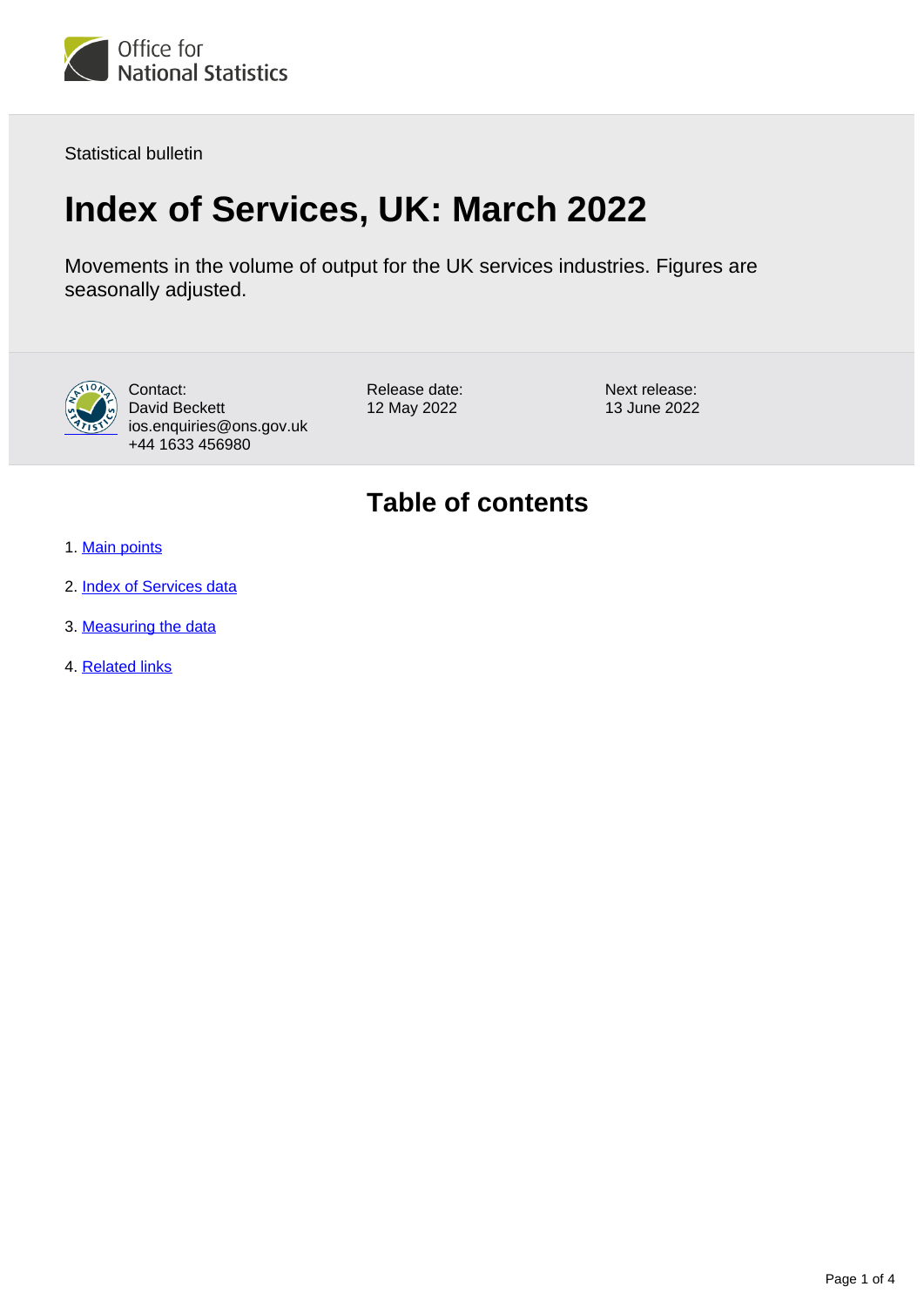Office for National Statistics

Statistical bulletin

# Index of Services, UK: March 2022

Movements in the volume of output for the UK services industries. Figures are seasonally adjusted.

Contact:
David Beckett
ios.enquiries@ons.gov.uk
+44 1633 456980

Release date:
12 May 2022

Next release:
13 June 2022

## Table of contents

1. Main points
2. Index of Services data
3. Measuring the data
4. Related links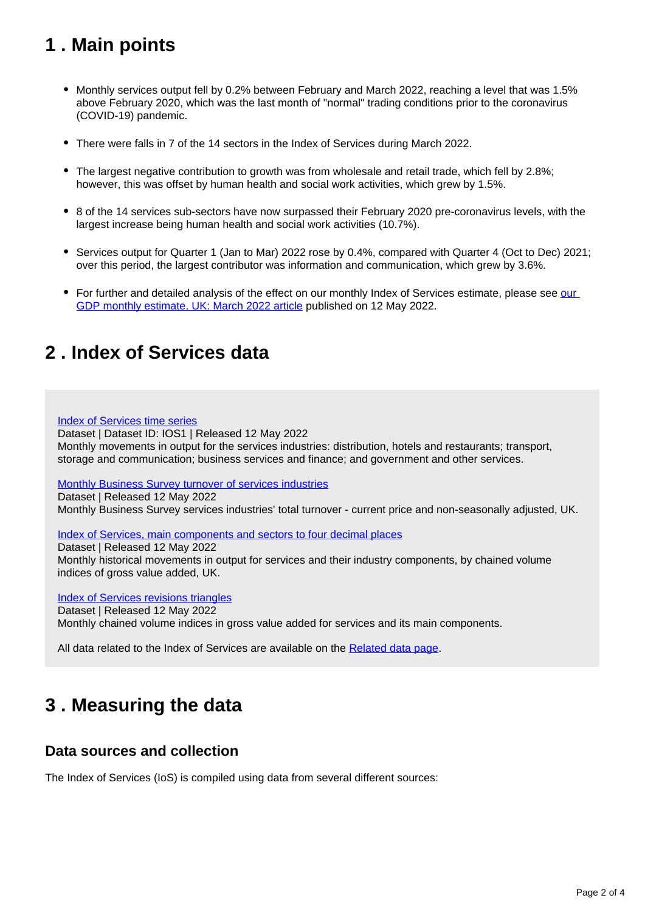## 1 . Main points

- Monthly services output fell by 0.2% between February and March 2022, reaching a level that was 1.5% above February 2020, which was the last month of "normal" trading conditions prior to the coronavirus (COVID-19) pandemic.
- There were falls in 7 of the 14 sectors in the Index of Services during March 2022.
- The largest negative contribution to growth was from wholesale and retail trade, which fell by 2.8%; however, this was offset by human health and social work activities, which grew by 1.5%.
- 8 of the 14 services sub-sectors have now surpassed their February 2020 pre-coronavirus levels, with the largest increase being human health and social work activities (10.7%).
- Services output for Quarter 1 (Jan to Mar) 2022 rose by 0.4%, compared with Quarter 4 (Oct to Dec) 2021; over this period, the largest contributor was information and communication, which grew by 3.6%.
- For further and detailed analysis of the effect on our monthly Index of Services estimate, please see our GDP monthly estimate, UK: March 2022 article published on 12 May 2022.

## 2 . Index of Services data

Index of Services time series
Dataset | Dataset ID: IOS1 | Released 12 May 2022
Monthly movements in output for the services industries: distribution, hotels and restaurants; transport, storage and communication; business services and finance; and government and other services.

Monthly Business Survey turnover of services industries
Dataset | Released 12 May 2022
Monthly Business Survey services industries' total turnover - current price and non-seasonally adjusted, UK.

Index of Services, main components and sectors to four decimal places
Dataset | Released 12 May 2022
Monthly historical movements in output for services and their industry components, by chained volume indices of gross value added, UK.

Index of Services revisions triangles
Dataset | Released 12 May 2022
Monthly chained volume indices in gross value added for services and its main components.

All data related to the Index of Services are available on the Related data page.

## 3 . Measuring the data

### Data sources and collection

The Index of Services (IoS) is compiled using data from several different sources: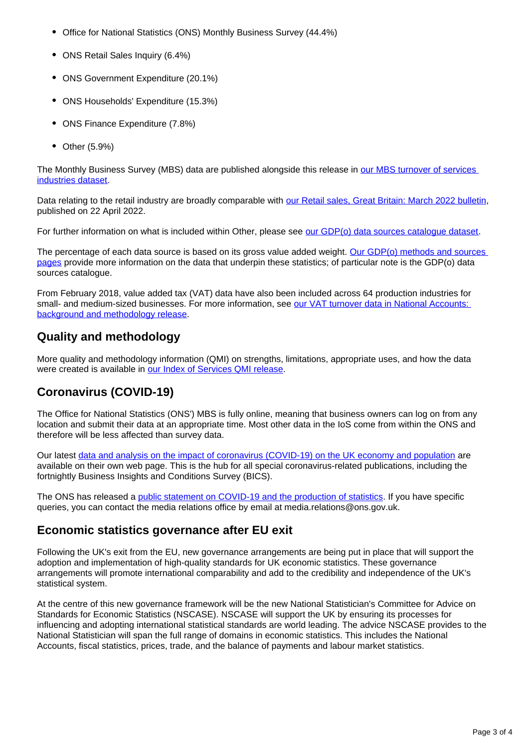- Office for National Statistics (ONS) Monthly Business Survey (44.4%)
- ONS Retail Sales Inquiry (6.4%)
- ONS Government Expenditure (20.1%)
- ONS Households' Expenditure (15.3%)
- ONS Finance Expenditure (7.8%)
- Other (5.9%)

The Monthly Business Survey (MBS) data are published alongside this release in our MBS turnover of services industries dataset.

Data relating to the retail industry are broadly comparable with our Retail sales, Great Britain: March 2022 bulletin, published on 22 April 2022.

For further information on what is included within Other, please see our GDP(o) data sources catalogue dataset.

The percentage of each data source is based on its gross value added weight. Our GDP(o) methods and sources pages provide more information on the data that underpin these statistics; of particular note is the GDP(o) data sources catalogue.

From February 2018, value added tax (VAT) data have also been included across 64 production industries for small- and medium-sized businesses. For more information, see our VAT turnover data in National Accounts: background and methodology release.

## Quality and methodology

More quality and methodology information (QMI) on strengths, limitations, appropriate uses, and how the data were created is available in our Index of Services QMI release.

## Coronavirus (COVID-19)

The Office for National Statistics (ONS') MBS is fully online, meaning that business owners can log on from any location and submit their data at an appropriate time. Most other data in the IoS come from within the ONS and therefore will be less affected than survey data.

Our latest data and analysis on the impact of coronavirus (COVID-19) on the UK economy and population are available on their own web page. This is the hub for all special coronavirus-related publications, including the fortnightly Business Insights and Conditions Survey (BICS).

The ONS has released a public statement on COVID-19 and the production of statistics. If you have specific queries, you can contact the media relations office by email at media.relations@ons.gov.uk.

## Economic statistics governance after EU exit

Following the UK's exit from the EU, new governance arrangements are being put in place that will support the adoption and implementation of high-quality standards for UK economic statistics. These governance arrangements will promote international comparability and add to the credibility and independence of the UK's statistical system.

At the centre of this new governance framework will be the new National Statistician's Committee for Advice on Standards for Economic Statistics (NSCASE). NSCASE will support the UK by ensuring its processes for influencing and adopting international statistical standards are world leading. The advice NSCASE provides to the National Statistician will span the full range of domains in economic statistics. This includes the National Accounts, fiscal statistics, prices, trade, and the balance of payments and labour market statistics.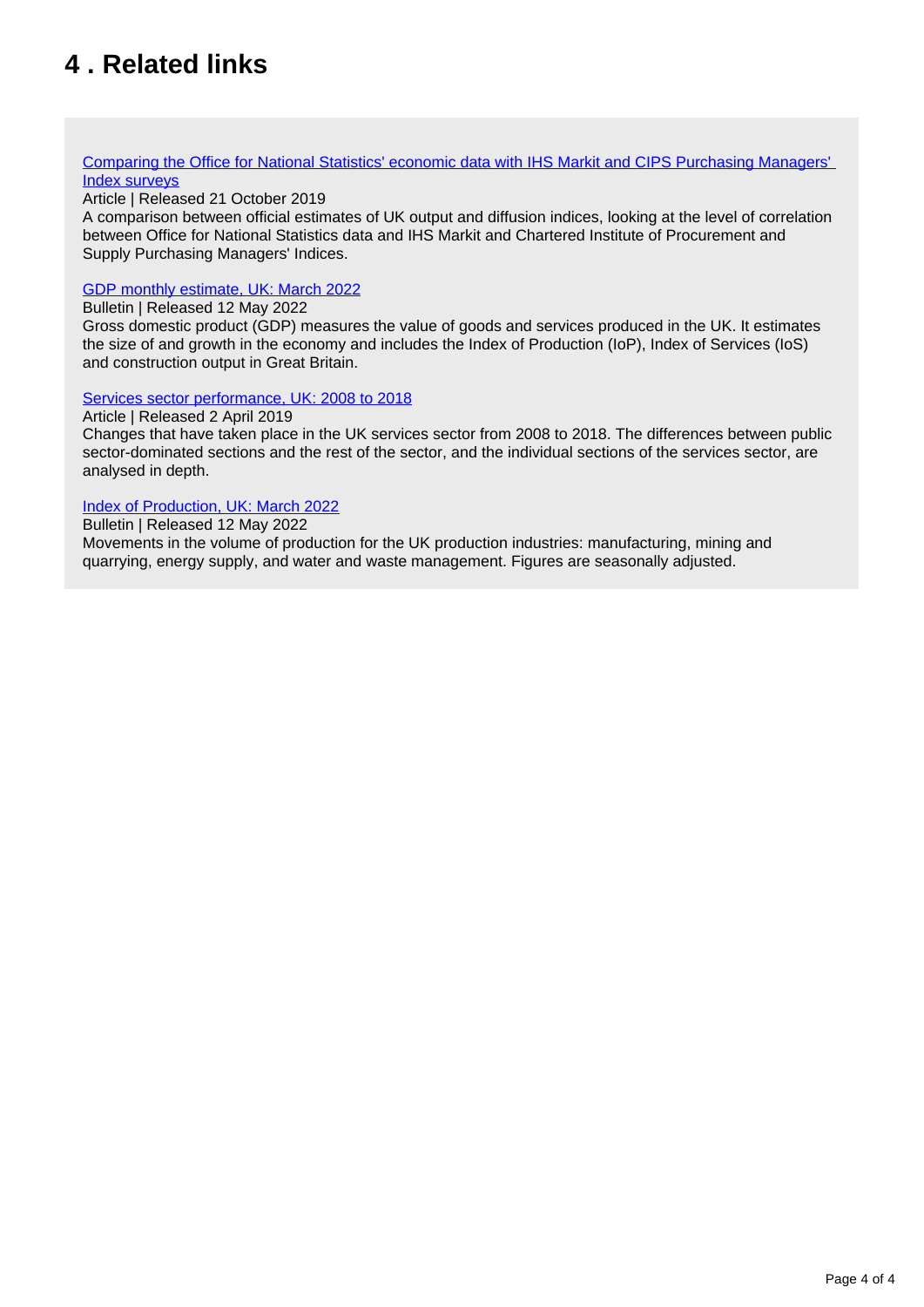## 4 . Related links

[Comparing the Office for National Statistics' economic data with IHS Markit and CIPS Purchasing Managers' Index surveys]
Article | Released 21 October 2019
A comparison between official estimates of UK output and diffusion indices, looking at the level of correlation between Office for National Statistics data and IHS Markit and Chartered Institute of Procurement and Supply Purchasing Managers' Indices.

[GDP monthly estimate, UK: March 2022]
Bulletin | Released 12 May 2022
Gross domestic product (GDP) measures the value of goods and services produced in the UK. It estimates the size of and growth in the economy and includes the Index of Production (IoP), Index of Services (IoS) and construction output in Great Britain.

[Services sector performance, UK: 2008 to 2018]
Article | Released 2 April 2019
Changes that have taken place in the UK services sector from 2008 to 2018. The differences between public sector-dominated sections and the rest of the sector, and the individual sections of the services sector, are analysed in depth.

[Index of Production, UK: March 2022]
Bulletin | Released 12 May 2022
Movements in the volume of production for the UK production industries: manufacturing, mining and quarrying, energy supply, and water and waste management. Figures are seasonally adjusted.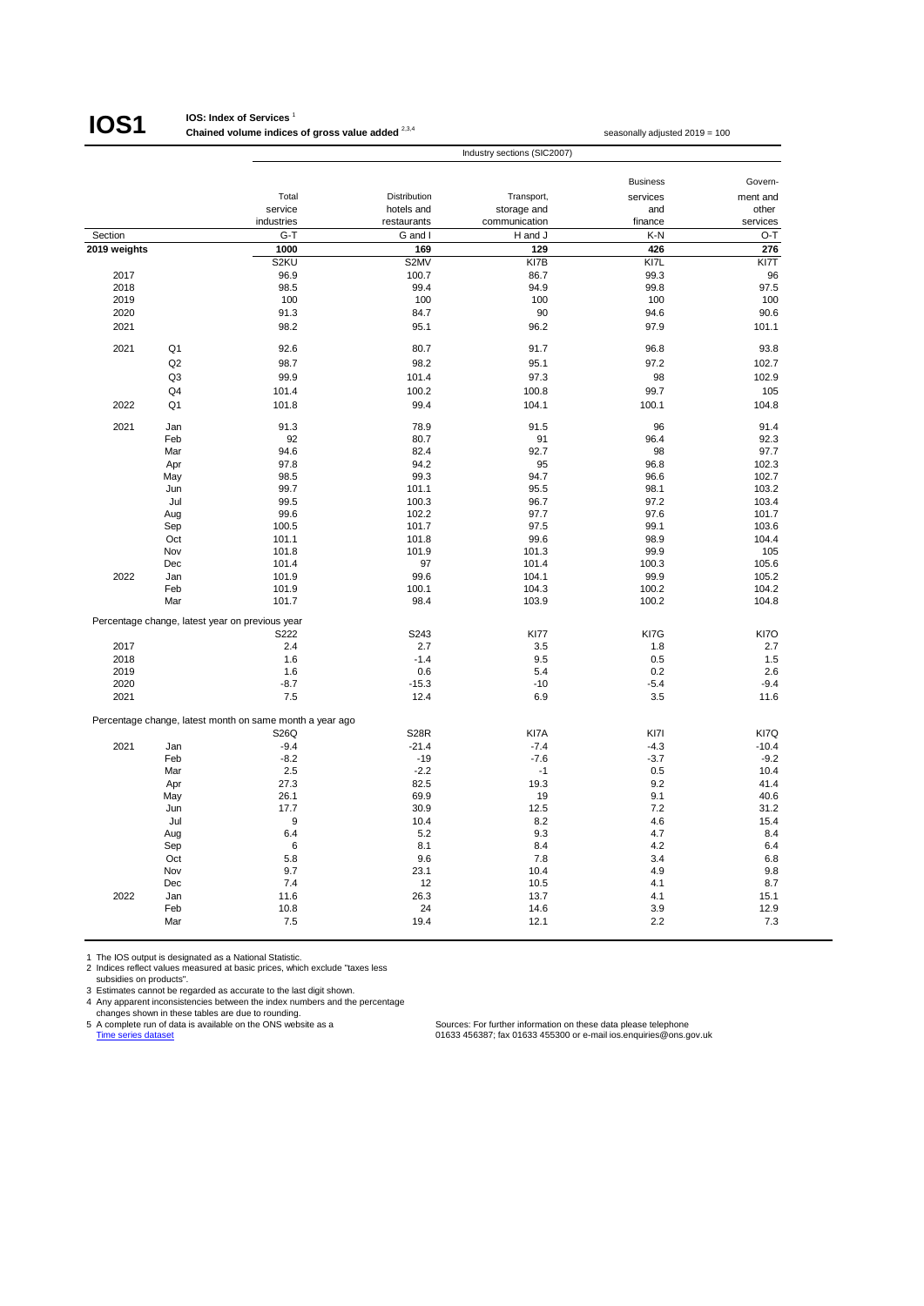# IOS1

**IOS: Index of Services** [1]
**Chained volume indices of gross value added** [2,3,4]

seasonally adjusted 2019 = 100

| | | Industry sections (SIC2007) | | | | |
|---|---|---|---|---|---|---|
| | | Total service industries | Distribution hotels and restaurants | Transport, storage and communication | Business services and finance | Government and other services |
| Section | | G-T | G and I | H and J | K-N | O-T |
| **2019 weights** | | **1000** | **169** | **129** | **426** | **276** |
| | | S2KU | S2MV | KI7B | KI7L | KI7T |
| 2017 | | 96.9 | 100.7 | 86.7 | 99.3 | 96 |
| 2018 | | 98.5 | 99.4 | 94.9 | 99.8 | 97.5 |
| 2019 | | 100 | 100 | 100 | 100 | 100 |
| 2020 | | 91.3 | 84.7 | 90 | 94.6 | 90.6 |
| 2021 | | 98.2 | 95.1 | 96.2 | 97.9 | 101.1 |
| 2021 | Q1 | 92.6 | 80.7 | 91.7 | 96.8 | 93.8 |
| | Q2 | 98.7 | 98.2 | 95.1 | 97.2 | 102.7 |
| | Q3 | 99.9 | 101.4 | 97.3 | 98 | 102.9 |
| | Q4 | 101.4 | 100.2 | 100.8 | 99.7 | 105 |
| 2022 | Q1 | 101.8 | 99.4 | 104.1 | 100.1 | 104.8 |
| 2021 | Jan | 91.3 | 78.9 | 91.5 | 96 | 91.4 |
| | Feb | 92 | 80.7 | 91 | 96.4 | 92.3 |
| | Mar | 94.6 | 82.4 | 92.7 | 98 | 97.7 |
| | Apr | 97.8 | 94.2 | 95 | 96.8 | 102.3 |
| | May | 98.5 | 99.3 | 94.7 | 96.6 | 102.7 |
| | Jun | 99.7 | 101.1 | 95.5 | 98.1 | 103.2 |
| | Jul | 99.5 | 100.3 | 96.7 | 97.2 | 103.4 |
| | Aug | 99.6 | 102.2 | 97.7 | 97.6 | 101.7 |
| | Sep | 100.5 | 101.7 | 97.5 | 99.1 | 103.6 |
| | Oct | 101.1 | 101.8 | 99.6 | 98.9 | 104.4 |
| | Nov | 101.8 | 101.9 | 101.3 | 99.9 | 105 |
| | Dec | 101.4 | 97 | 101.4 | 100.3 | 105.6 |
| 2022 | Jan | 101.9 | 99.6 | 104.1 | 99.9 | 105.2 |
| | Feb | 101.9 | 100.1 | 104.3 | 100.2 | 104.2 |
| | Mar | 101.7 | 98.4 | 103.9 | 100.2 | 104.8 |
| Percentage change, latest year on previous year | | | | | | |
| | | S222 | S243 | KI77 | KI7G | KI7O |
| 2017 | | 2.4 | 2.7 | 3.5 | 1.8 | 2.7 |
| 2018 | | 1.6 | -1.4 | 9.5 | 0.5 | 1.5 |
| 2019 | | 1.6 | 0.6 | 5.4 | 0.2 | 2.6 |
| 2020 | | -8.7 | -15.3 | -10 | -5.4 | -9.4 |
| 2021 | | 7.5 | 12.4 | 6.9 | 3.5 | 11.6 |
| Percentage change, latest month on same month a year ago | | | | | | |
| | | S26Q | S28R | KI7A | KI7I | KI7Q |
| 2021 | Jan | -9.4 | -21.4 | -7.4 | -4.3 | -10.4 |
| | Feb | -8.2 | -19 | -7.6 | -3.7 | -9.2 |
| | Mar | 2.5 | -2.2 | -1 | 0.5 | 10.4 |
| | Apr | 27.3 | 82.5 | 19.3 | 9.2 | 41.4 |
| | May | 26.1 | 69.9 | 19 | 9.1 | 40.6 |
| | Jun | 17.7 | 30.9 | 12.5 | 7.2 | 31.2 |
| | Jul | 9 | 10.4 | 8.2 | 4.6 | 15.4 |
| | Aug | 6.4 | 5.2 | 9.3 | 4.7 | 8.4 |
| | Sep | 6 | 8.1 | 8.4 | 4.2 | 6.4 |
| | Oct | 5.8 | 9.6 | 7.8 | 3.4 | 6.8 |
| | Nov | 9.7 | 23.1 | 10.4 | 4.9 | 9.8 |
| | Dec | 7.4 | 12 | 10.5 | 4.1 | 8.7 |
| 2022 | Jan | 11.6 | 26.3 | 13.7 | 4.1 | 15.1 |
| | Feb | 10.8 | 24 | 14.6 | 3.9 | 12.9 |
| | Mar | 7.5 | 19.4 | 12.1 | 2.2 | 7.3 |

1 The IOS output is designated as a National Statistic.
2 Indices reflect values measured at basic prices, which exclude "taxes less subsidies on products".
3 Estimates cannot be regarded as accurate to the last digit shown.
4 Any apparent inconsistencies between the index numbers and the percentage changes shown in these tables are due to rounding.
5 A complete run of data is available on the ONS website as a Time series dataset

Sources: For further information on these data please telephone 01633 456387; fax 01633 455300 or e-mail ios.enquiries@ons.gov.uk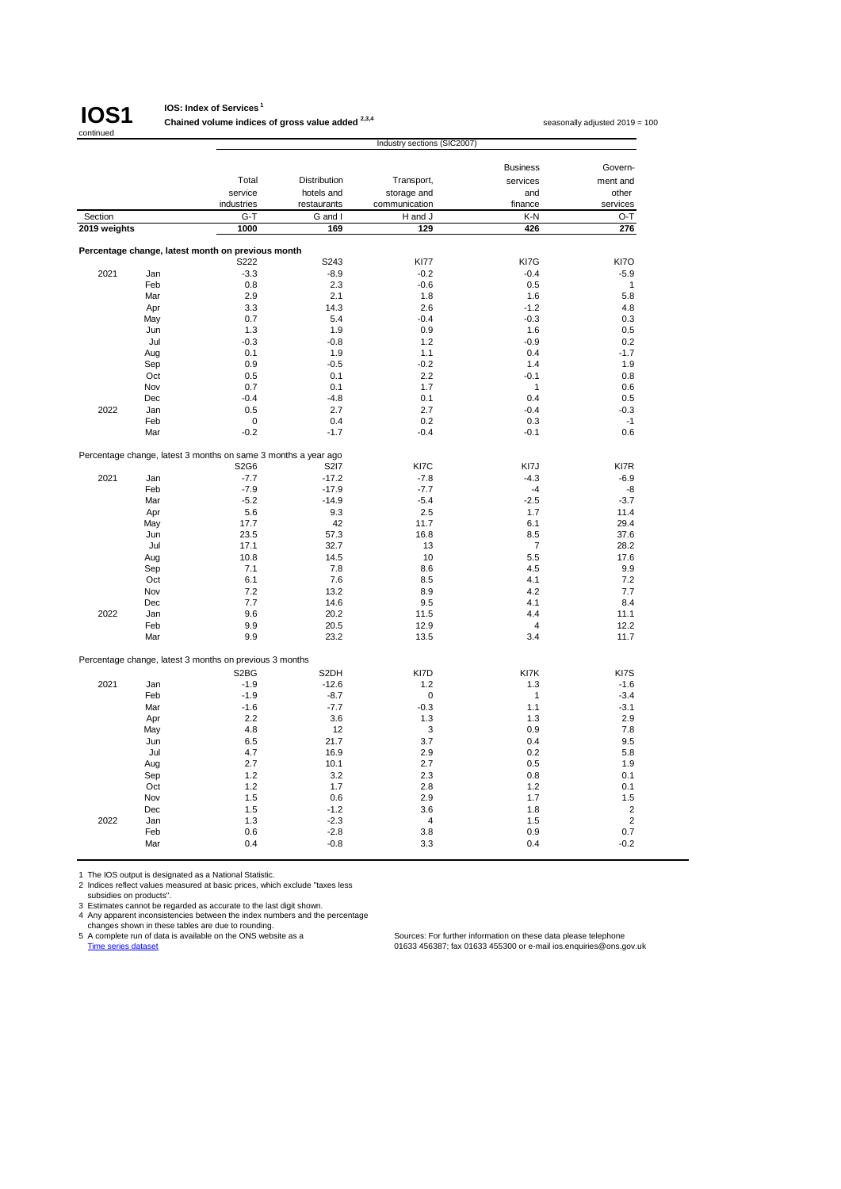**IOS1** IOS: Index of Services[1]
continued

**Chained volume indices of gross value added [2,3,4]**

seasonally adjusted 2019 = 100

| | | Industry sections (SIC2007) | | | | |
|---|---|---|---|---|---|---|
| | | Total service industries | Distribution hotels and restaurants | Transport, storage and communication | Business services and finance | Government and other services |
| Section | | G-T | G and I | H and J | K-N | O-T |
| **2019 weights** | | **1000** | **169** | **129** | **426** | **276** |
| **Percentage change, latest month on previous month** | | | | | | |
| | | S222 | S243 | KI77 | KI7G | KI7O |
| 2021 | Jan | -3.3 | -8.9 | -0.2 | -0.4 | -5.9 |
| | Feb | 0.8 | 2.3 | -0.6 | 0.5 | 1 |
| | Mar | 2.9 | 2.1 | 1.8 | 1.6 | 5.8 |
| | Apr | 3.3 | 14.3 | 2.6 | -1.2 | 4.8 |
| | May | 0.7 | 5.4 | -0.4 | -0.3 | 0.3 |
| | Jun | 1.3 | 1.9 | 0.9 | 1.6 | 0.5 |
| | Jul | -0.3 | -0.8 | 1.2 | -0.9 | 0.2 |
| | Aug | 0.1 | 1.9 | 1.1 | 0.4 | -1.7 |
| | Sep | 0.9 | -0.5 | -0.2 | 1.4 | 1.9 |
| | Oct | 0.5 | 0.1 | 2.2 | -0.1 | 0.8 |
| | Nov | 0.7 | 0.1 | 1.7 | 1 | 0.6 |
| | Dec | -0.4 | -4.8 | 0.1 | 0.4 | 0.5 |
| 2022 | Jan | 0.5 | 2.7 | 2.7 | -0.4 | -0.3 |
| | Feb | 0 | 0.4 | 0.2 | 0.3 | -1 |
| | Mar | -0.2 | -1.7 | -0.4 | -0.1 | 0.6 |
| Percentage change, latest 3 months on same 3 months a year ago | | | | | | |
| | | S2G6 | S2I7 | KI7C | KI7J | KI7R |
| 2021 | Jan | -7.7 | -17.2 | -7.8 | -4.3 | -6.9 |
| | Feb | -7.9 | -17.9 | -7.7 | -4 | -8 |
| | Mar | -5.2 | -14.9 | -5.4 | -2.5 | -3.7 |
| | Apr | 5.6 | 9.3 | 2.5 | 1.7 | 11.4 |
| | May | 17.7 | 42 | 11.7 | 6.1 | 29.4 |
| | Jun | 23.5 | 57.3 | 16.8 | 8.5 | 37.6 |
| | Jul | 17.1 | 32.7 | 13 | 7 | 28.2 |
| | Aug | 10.8 | 14.5 | 10 | 5.5 | 17.6 |
| | Sep | 7.1 | 7.8 | 8.6 | 4.5 | 9.9 |
| | Oct | 6.1 | 7.6 | 8.5 | 4.1 | 7.2 |
| | Nov | 7.2 | 13.2 | 8.9 | 4.2 | 7.7 |
| | Dec | 7.7 | 14.6 | 9.5 | 4.1 | 8.4 |
| 2022 | Jan | 9.6 | 20.2 | 11.5 | 4.4 | 11.1 |
| | Feb | 9.9 | 20.5 | 12.9 | 4 | 12.2 |
| | Mar | 9.9 | 23.2 | 13.5 | 3.4 | 11.7 |
| Percentage change, latest 3 months on previous 3 months | | | | | | |
| | | S2BG | S2DH | KI7D | KI7K | KI7S |
| 2021 | Jan | -1.9 | -12.6 | 1.2 | 1.3 | -1.6 |
| | Feb | -1.9 | -8.7 | 0 | 1 | -3.4 |
| | Mar | -1.6 | -7.7 | -0.3 | 1.1 | -3.1 |
| | Apr | 2.2 | 3.6 | 1.3 | 1.3 | 2.9 |
| | May | 4.8 | 12 | 3 | 0.9 | 7.8 |
| | Jun | 6.5 | 21.7 | 3.7 | 0.4 | 9.5 |
| | Jul | 4.7 | 16.9 | 2.9 | 0.2 | 5.8 |
| | Aug | 2.7 | 10.1 | 2.7 | 0.5 | 1.9 |
| | Sep | 1.2 | 3.2 | 2.3 | 0.8 | 0.1 |
| | Oct | 1.2 | 1.7 | 2.8 | 1.2 | 0.1 |
| | Nov | 1.5 | 0.6 | 2.9 | 1.7 | 1.5 |
| | Dec | 1.5 | -1.2 | 3.6 | 1.8 | 2 |
| 2022 | Jan | 1.3 | -2.3 | 4 | 1.5 | 2 |
| | Feb | 0.6 | -2.8 | 3.8 | 0.9 | 0.7 |
| | Mar | 0.4 | -0.8 | 3.3 | 0.4 | -0.2 |

1 The IOS output is designated as a National Statistic.
2 Indices reflect values measured at basic prices, which exclude "taxes less subsidies on products".
3 Estimates cannot be regarded as accurate to the last digit shown.
4 Any apparent inconsistencies between the index numbers and the percentage changes shown in these tables are due to rounding.
5 A complete run of data is available on the ONS website as a Time series dataset

Sources: For further information on these data please telephone 01633 456387; fax 01633 455300 or e-mail ios.enquiries@ons.gov.uk